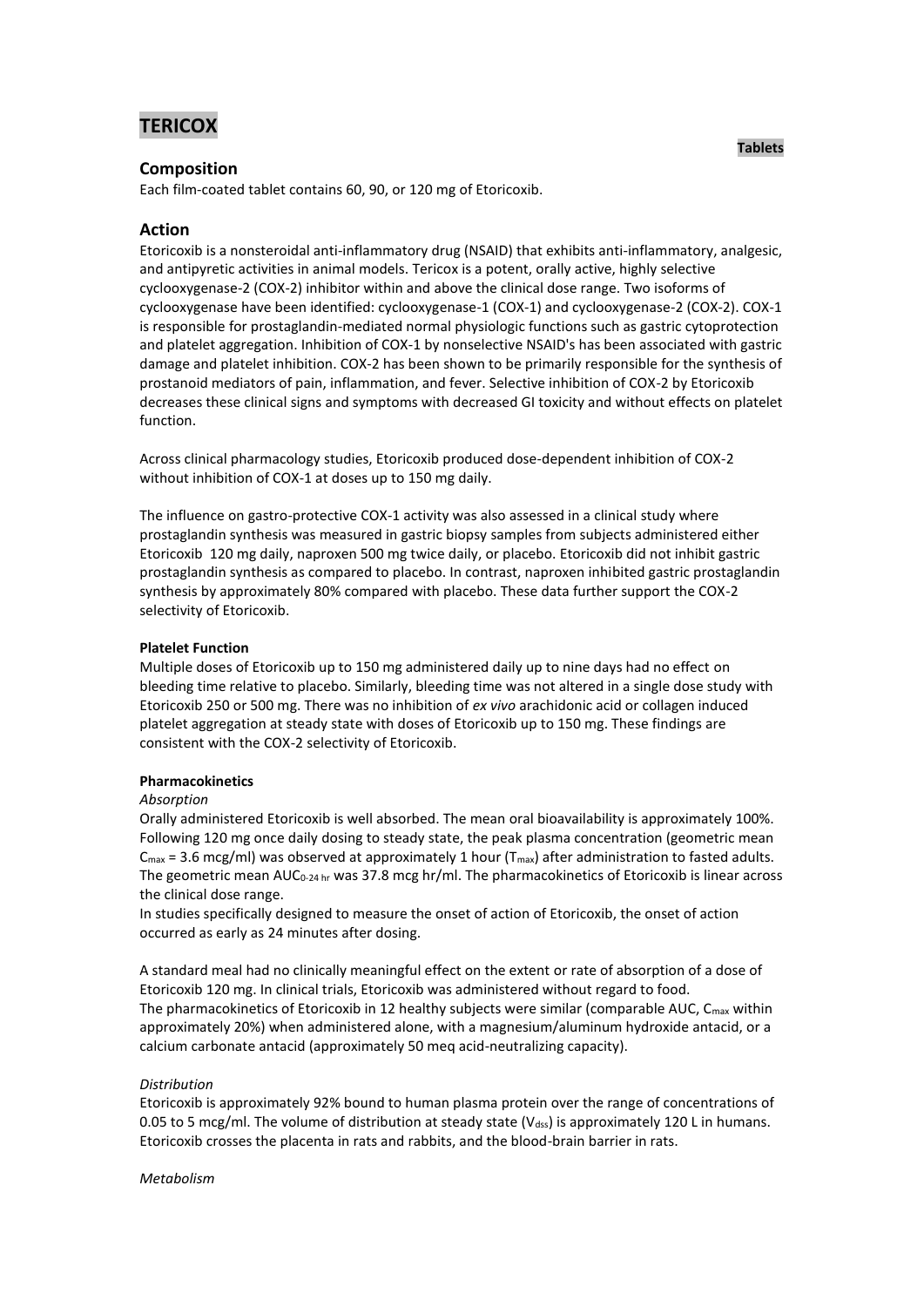# TERICOX

**Tablets**

## Composition

Each film-coated tablet contains 60, 90, or 120 mg of Etoricoxib.

## Action

Etoricoxib is a nonsteroidal anti-inflammatory drug (NSAID) that exhibits anti-inflammatory, analgesic, and antipyretic activities in animal models. Tericox is a potent, orally active, highly selective cyclooxygenase-2 (COX-2) inhibitor within and above the clinical dose range. Two isoforms of cyclooxygenase have been identified: cyclooxygenase-1 (COX-1) and cyclooxygenase-2 (COX-2). COX-1 is responsible for prostaglandin-mediated normal physiologic functions such as gastric cytoprotection and platelet aggregation. Inhibition of COX-1 by nonselective NSAID's has been associated with gastric damage and platelet inhibition. COX-2 has been shown to be primarily responsible for the synthesis of prostanoid mediators of pain, inflammation, and fever. Selective inhibition of COX-2 by Etoricoxib decreases these clinical signs and symptoms with decreased GI toxicity and without effects on platelet function.

Across clinical pharmacology studies, Etoricoxib produced dose-dependent inhibition of COX-2 without inhibition of COX-1 at doses up to 150 mg daily.

The influence on gastro-protective COX-1 activity was also assessed in a clinical study where prostaglandin synthesis was measured in gastric biopsy samples from subjects administered either Etoricoxib 120 mg daily, naproxen 500 mg twice daily, or placebo. Etoricoxib did not inhibit gastric prostaglandin synthesis as compared to placebo. In contrast, naproxen inhibited gastric prostaglandin synthesis by approximately 80% compared with placebo. These data further support the COX-2 selectivity of Etoricoxib.

**Platelet Function**

Multiple doses of Etoricoxib up to 150 mg administered daily up to nine days had no effect on bleeding time relative to placebo. Similarly, bleeding time was not altered in a single dose study with Etoricoxib 250 or 500 mg. There was no inhibition of *ex vivo* arachidonic acid or collagen induced platelet aggregation at steady state with doses of Etoricoxib up to 150 mg. These findings are consistent with the COX-2 selectivity of Etoricoxib.

**Pharmacokinetics**

*Absorption*

Orally administered Etoricoxib is well absorbed. The mean oral bioavailability is approximately 100%. Following 120 mg once daily dosing to steady state, the peak plasma concentration (geometric mean $C_{max}$ = 3.6 mcg/ml) was observed at approximately 1 hour ($T_{max}$) after administration to fasted adults. The geometric mean $AUC_{0\text{-}24\ hr}$ was 37.8 mcg hr/ml. The pharmacokinetics of Etoricoxib is linear across the clinical dose range.

In studies specifically designed to measure the onset of action of Etoricoxib, the onset of action occurred as early as 24 minutes after dosing.

A standard meal had no clinically meaningful effect on the extent or rate of absorption of a dose of Etoricoxib 120 mg. In clinical trials, Etoricoxib was administered without regard to food. The pharmacokinetics of Etoricoxib in 12 healthy subjects were similar (comparable AUC, $C_{max}$ within approximately 20%) when administered alone, with a magnesium/aluminum hydroxide antacid, or a calcium carbonate antacid (approximately 50 meq acid-neutralizing capacity).

*Distribution*

Etoricoxib is approximately 92% bound to human plasma protein over the range of concentrations of 0.05 to 5 mcg/ml. The volume of distribution at steady state ($V_{dss}$) is approximately 120 L in humans. Etoricoxib crosses the placenta in rats and rabbits, and the blood-brain barrier in rats.

*Metabolism*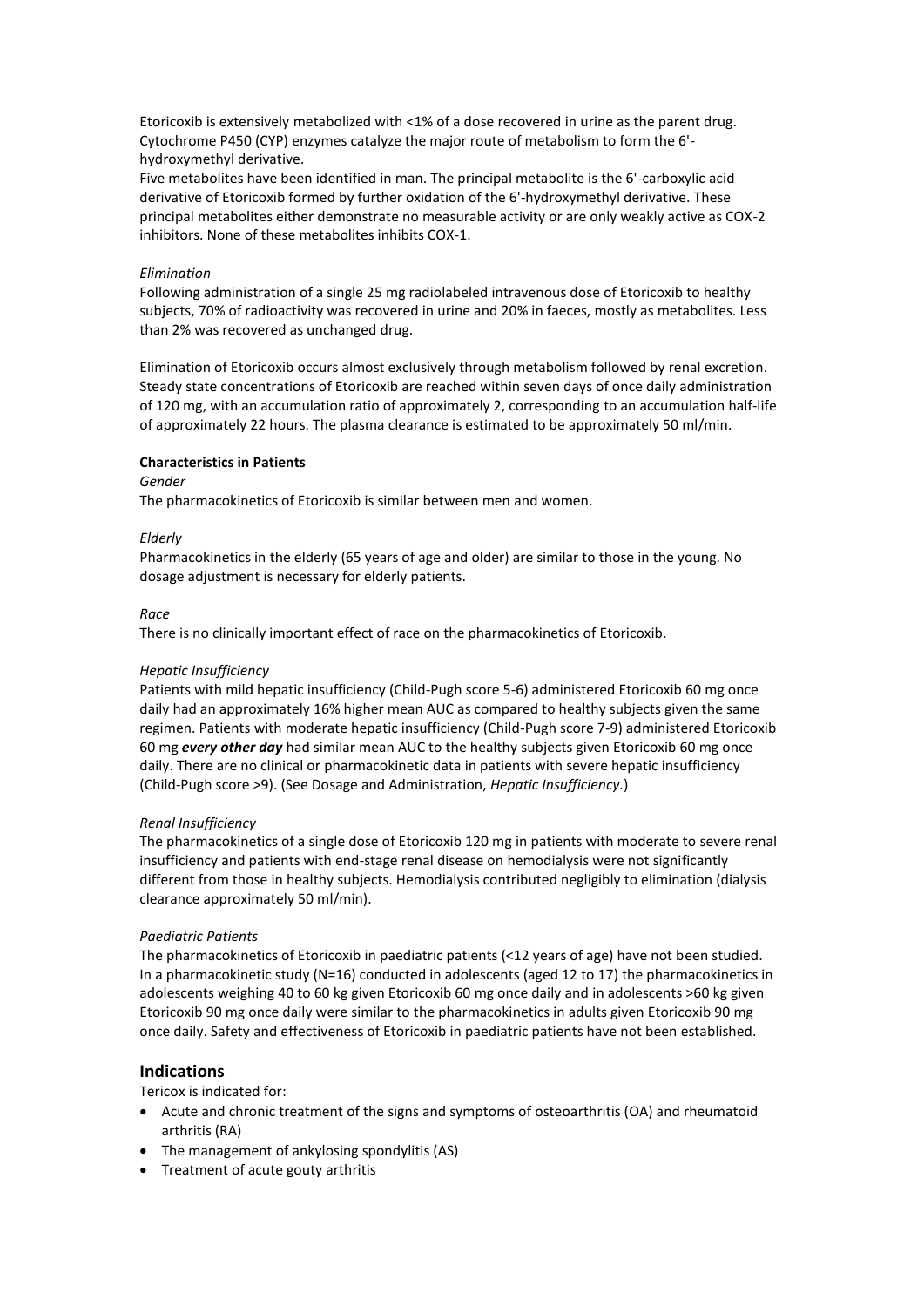Etoricoxib is extensively metabolized with <1% of a dose recovered in urine as the parent drug. Cytochrome P450 (CYP) enzymes catalyze the major route of metabolism to form the 6'-hydroxymethyl derivative.

Five metabolites have been identified in man. The principal metabolite is the 6'-carboxylic acid derivative of Etoricoxib formed by further oxidation of the 6'-hydroxymethyl derivative. These principal metabolites either demonstrate no measurable activity or are only weakly active as COX-2 inhibitors. None of these metabolites inhibits COX-1.

*Elimination*

Following administration of a single 25 mg radiolabeled intravenous dose of Etoricoxib to healthy subjects, 70% of radioactivity was recovered in urine and 20% in faeces, mostly as metabolites. Less than 2% was recovered as unchanged drug.

Elimination of Etoricoxib occurs almost exclusively through metabolism followed by renal excretion. Steady state concentrations of Etoricoxib are reached within seven days of once daily administration of 120 mg, with an accumulation ratio of approximately 2, corresponding to an accumulation half-life of approximately 22 hours. The plasma clearance is estimated to be approximately 50 ml/min.

**Characteristics in Patients**

*Gender*

The pharmacokinetics of Etoricoxib is similar between men and women.

*Elderly*

Pharmacokinetics in the elderly (65 years of age and older) are similar to those in the young. No dosage adjustment is necessary for elderly patients.

*Race*

There is no clinically important effect of race on the pharmacokinetics of Etoricoxib.

*Hepatic Insufficiency*

Patients with mild hepatic insufficiency (Child-Pugh score 5-6) administered Etoricoxib 60 mg once daily had an approximately 16% higher mean AUC as compared to healthy subjects given the same regimen. Patients with moderate hepatic insufficiency (Child-Pugh score 7-9) administered Etoricoxib 60 mg ***every other day*** had similar mean AUC to the healthy subjects given Etoricoxib 60 mg once daily. There are no clinical or pharmacokinetic data in patients with severe hepatic insufficiency (Child-Pugh score >9). (See Dosage and Administration, *Hepatic Insufficiency.*)

*Renal Insufficiency*

The pharmacokinetics of a single dose of Etoricoxib 120 mg in patients with moderate to severe renal insufficiency and patients with end-stage renal disease on hemodialysis were not significantly different from those in healthy subjects. Hemodialysis contributed negligibly to elimination (dialysis clearance approximately 50 ml/min).

*Paediatric Patients*

The pharmacokinetics of Etoricoxib in paediatric patients (<12 years of age) have not been studied. In a pharmacokinetic study (N=16) conducted in adolescents (aged 12 to 17) the pharmacokinetics in adolescents weighing 40 to 60 kg given Etoricoxib 60 mg once daily and in adolescents >60 kg given Etoricoxib 90 mg once daily were similar to the pharmacokinetics in adults given Etoricoxib 90 mg once daily. Safety and effectiveness of Etoricoxib in paediatric patients have not been established.

## Indications

Tericox is indicated for:

- Acute and chronic treatment of the signs and symptoms of osteoarthritis (OA) and rheumatoid arthritis (RA)
- The management of ankylosing spondylitis (AS)
- Treatment of acute gouty arthritis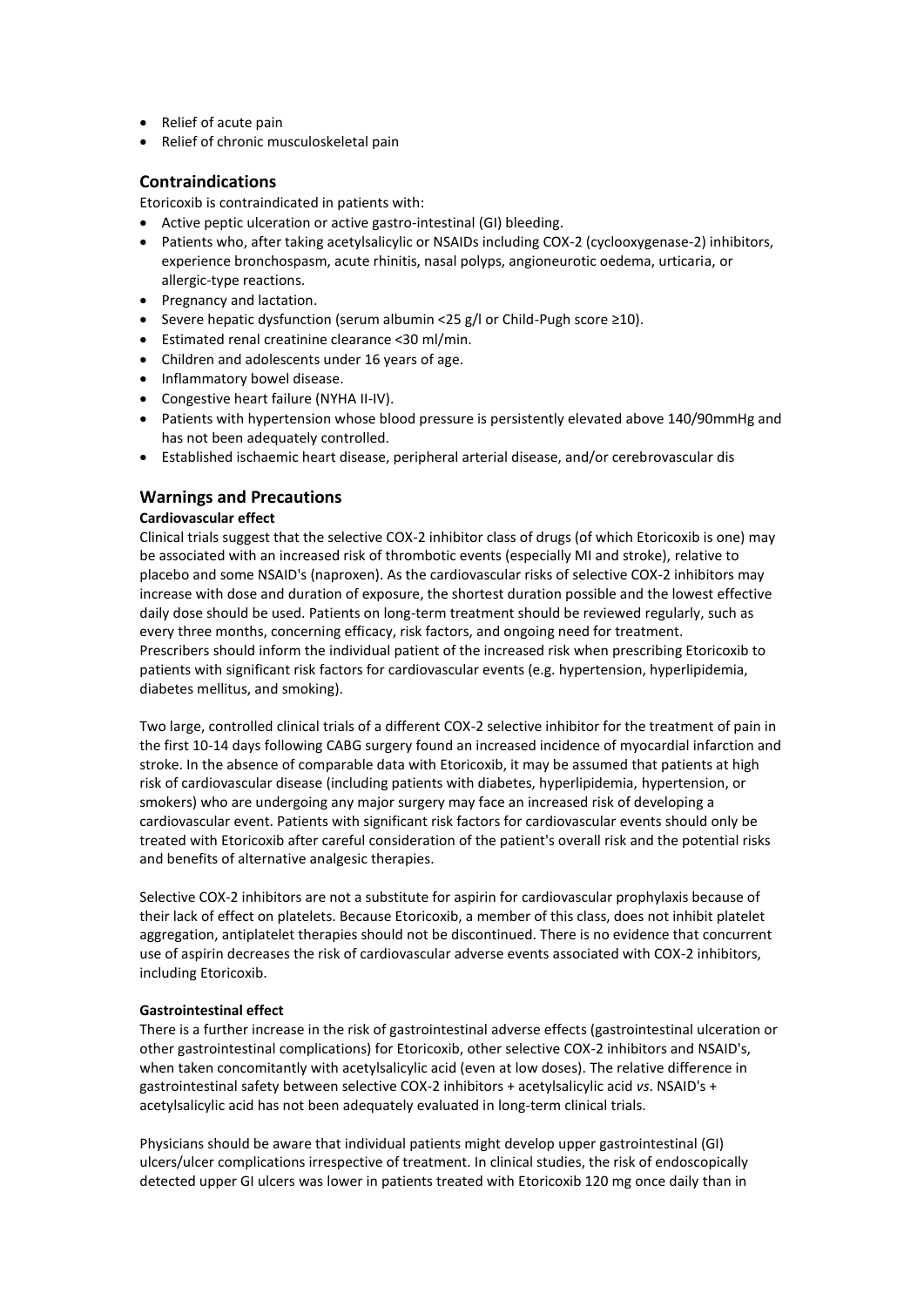- Relief of acute pain
- Relief of chronic musculoskeletal pain

## Contraindications

Etoricoxib is contraindicated in patients with:

- Active peptic ulceration or active gastro-intestinal (GI) bleeding.
- Patients who, after taking acetylsalicylic or NSAIDs including COX-2 (cyclooxygenase-2) inhibitors, experience bronchospasm, acute rhinitis, nasal polyps, angioneurotic oedema, urticaria, or allergic-type reactions.
- Pregnancy and lactation.
- Severe hepatic dysfunction (serum albumin <25 g/l or Child-Pugh score ≥10).
- Estimated renal creatinine clearance <30 ml/min.
- Children and adolescents under 16 years of age.
- Inflammatory bowel disease.
- Congestive heart failure (NYHA II-IV).
- Patients with hypertension whose blood pressure is persistently elevated above 140/90mmHg and has not been adequately controlled.
- Established ischaemic heart disease, peripheral arterial disease, and/or cerebrovascular dis

## Warnings and Precautions

**Cardiovascular effect**

Clinical trials suggest that the selective COX-2 inhibitor class of drugs (of which Etoricoxib is one) may be associated with an increased risk of thrombotic events (especially MI and stroke), relative to placebo and some NSAID's (naproxen). As the cardiovascular risks of selective COX-2 inhibitors may increase with dose and duration of exposure, the shortest duration possible and the lowest effective daily dose should be used. Patients on long-term treatment should be reviewed regularly, such as every three months, concerning efficacy, risk factors, and ongoing need for treatment.
Prescribers should inform the individual patient of the increased risk when prescribing Etoricoxib to patients with significant risk factors for cardiovascular events (e.g. hypertension, hyperlipidemia, diabetes mellitus, and smoking).

Two large, controlled clinical trials of a different COX-2 selective inhibitor for the treatment of pain in the first 10-14 days following CABG surgery found an increased incidence of myocardial infarction and stroke. In the absence of comparable data with Etoricoxib, it may be assumed that patients at high risk of cardiovascular disease (including patients with diabetes, hyperlipidemia, hypertension, or smokers) who are undergoing any major surgery may face an increased risk of developing a cardiovascular event. Patients with significant risk factors for cardiovascular events should only be treated with Etoricoxib after careful consideration of the patient's overall risk and the potential risks and benefits of alternative analgesic therapies.

Selective COX-2 inhibitors are not a substitute for aspirin for cardiovascular prophylaxis because of their lack of effect on platelets. Because Etoricoxib, a member of this class, does not inhibit platelet aggregation, antiplatelet therapies should not be discontinued. There is no evidence that concurrent use of aspirin decreases the risk of cardiovascular adverse events associated with COX-2 inhibitors, including Etoricoxib.

**Gastrointestinal effect**

There is a further increase in the risk of gastrointestinal adverse effects (gastrointestinal ulceration or other gastrointestinal complications) for Etoricoxib, other selective COX-2 inhibitors and NSAID's, when taken concomitantly with acetylsalicylic acid (even at low doses). The relative difference in gastrointestinal safety between selective COX-2 inhibitors + acetylsalicylic acid *vs*. NSAID's + acetylsalicylic acid has not been adequately evaluated in long-term clinical trials.

Physicians should be aware that individual patients might develop upper gastrointestinal (GI) ulcers/ulcer complications irrespective of treatment. In clinical studies, the risk of endoscopically detected upper GI ulcers was lower in patients treated with Etoricoxib 120 mg once daily than in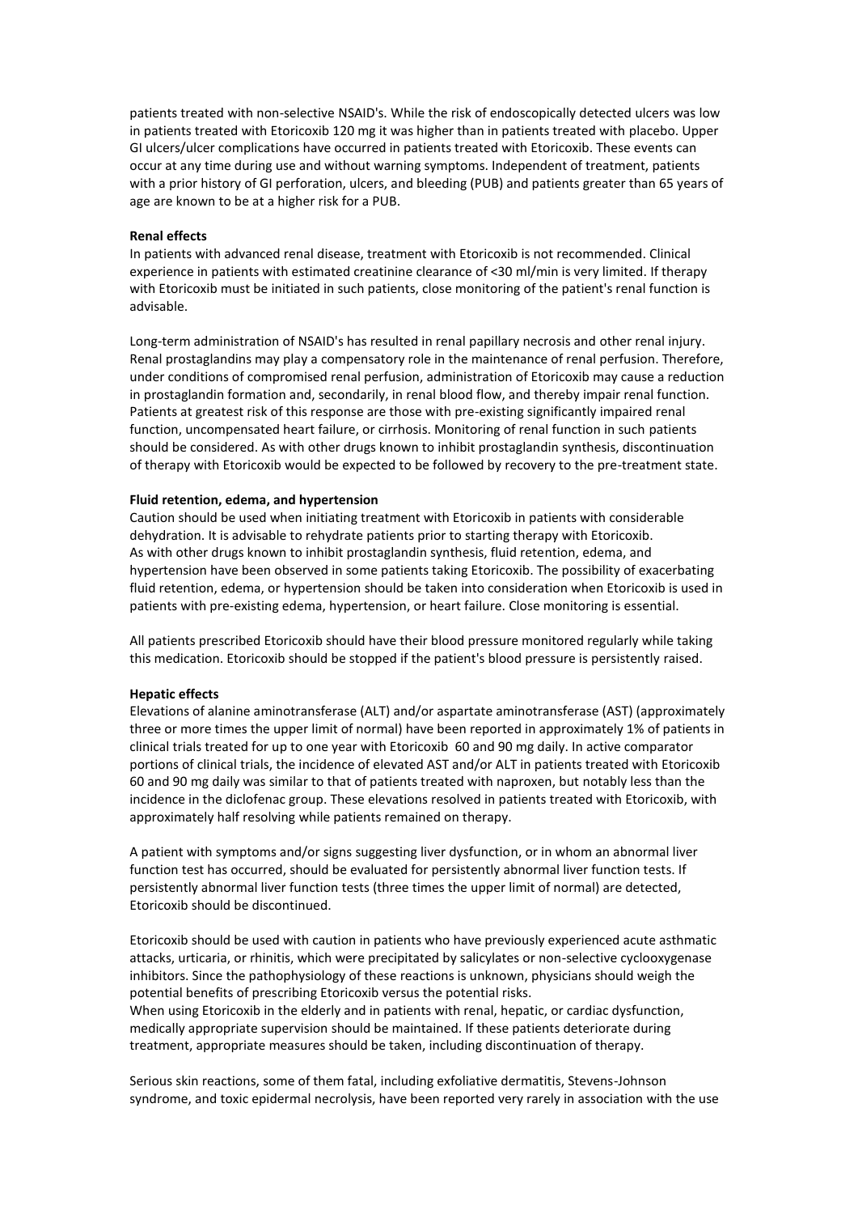patients treated with non-selective NSAID's. While the risk of endoscopically detected ulcers was low in patients treated with Etoricoxib 120 mg it was higher than in patients treated with placebo. Upper GI ulcers/ulcer complications have occurred in patients treated with Etoricoxib. These events can occur at any time during use and without warning symptoms. Independent of treatment, patients with a prior history of GI perforation, ulcers, and bleeding (PUB) and patients greater than 65 years of age are known to be at a higher risk for a PUB.

**Renal effects**

In patients with advanced renal disease, treatment with Etoricoxib is not recommended. Clinical experience in patients with estimated creatinine clearance of <30 ml/min is very limited. If therapy with Etoricoxib must be initiated in such patients, close monitoring of the patient's renal function is advisable.

Long-term administration of NSAID's has resulted in renal papillary necrosis and other renal injury. Renal prostaglandins may play a compensatory role in the maintenance of renal perfusion. Therefore, under conditions of compromised renal perfusion, administration of Etoricoxib may cause a reduction in prostaglandin formation and, secondarily, in renal blood flow, and thereby impair renal function. Patients at greatest risk of this response are those with pre-existing significantly impaired renal function, uncompensated heart failure, or cirrhosis. Monitoring of renal function in such patients should be considered. As with other drugs known to inhibit prostaglandin synthesis, discontinuation of therapy with Etoricoxib would be expected to be followed by recovery to the pre-treatment state.

**Fluid retention, edema, and hypertension**

Caution should be used when initiating treatment with Etoricoxib in patients with considerable dehydration. It is advisable to rehydrate patients prior to starting therapy with Etoricoxib.
As with other drugs known to inhibit prostaglandin synthesis, fluid retention, edema, and hypertension have been observed in some patients taking Etoricoxib. The possibility of exacerbating fluid retention, edema, or hypertension should be taken into consideration when Etoricoxib is used in patients with pre-existing edema, hypertension, or heart failure. Close monitoring is essential.

All patients prescribed Etoricoxib should have their blood pressure monitored regularly while taking this medication. Etoricoxib should be stopped if the patient's blood pressure is persistently raised.

**Hepatic effects**

Elevations of alanine aminotransferase (ALT) and/or aspartate aminotransferase (AST) (approximately three or more times the upper limit of normal) have been reported in approximately 1% of patients in clinical trials treated for up to one year with Etoricoxib 60 and 90 mg daily. In active comparator portions of clinical trials, the incidence of elevated AST and/or ALT in patients treated with Etoricoxib 60 and 90 mg daily was similar to that of patients treated with naproxen, but notably less than the incidence in the diclofenac group. These elevations resolved in patients treated with Etoricoxib, with approximately half resolving while patients remained on therapy.

A patient with symptoms and/or signs suggesting liver dysfunction, or in whom an abnormal liver function test has occurred, should be evaluated for persistently abnormal liver function tests. If persistently abnormal liver function tests (three times the upper limit of normal) are detected, Etoricoxib should be discontinued.

Etoricoxib should be used with caution in patients who have previously experienced acute asthmatic attacks, urticaria, or rhinitis, which were precipitated by salicylates or non-selective cyclooxygenase inhibitors. Since the pathophysiology of these reactions is unknown, physicians should weigh the potential benefits of prescribing Etoricoxib versus the potential risks.
When using Etoricoxib in the elderly and in patients with renal, hepatic, or cardiac dysfunction, medically appropriate supervision should be maintained. If these patients deteriorate during treatment, appropriate measures should be taken, including discontinuation of therapy.

Serious skin reactions, some of them fatal, including exfoliative dermatitis, Stevens-Johnson syndrome, and toxic epidermal necrolysis, have been reported very rarely in association with the use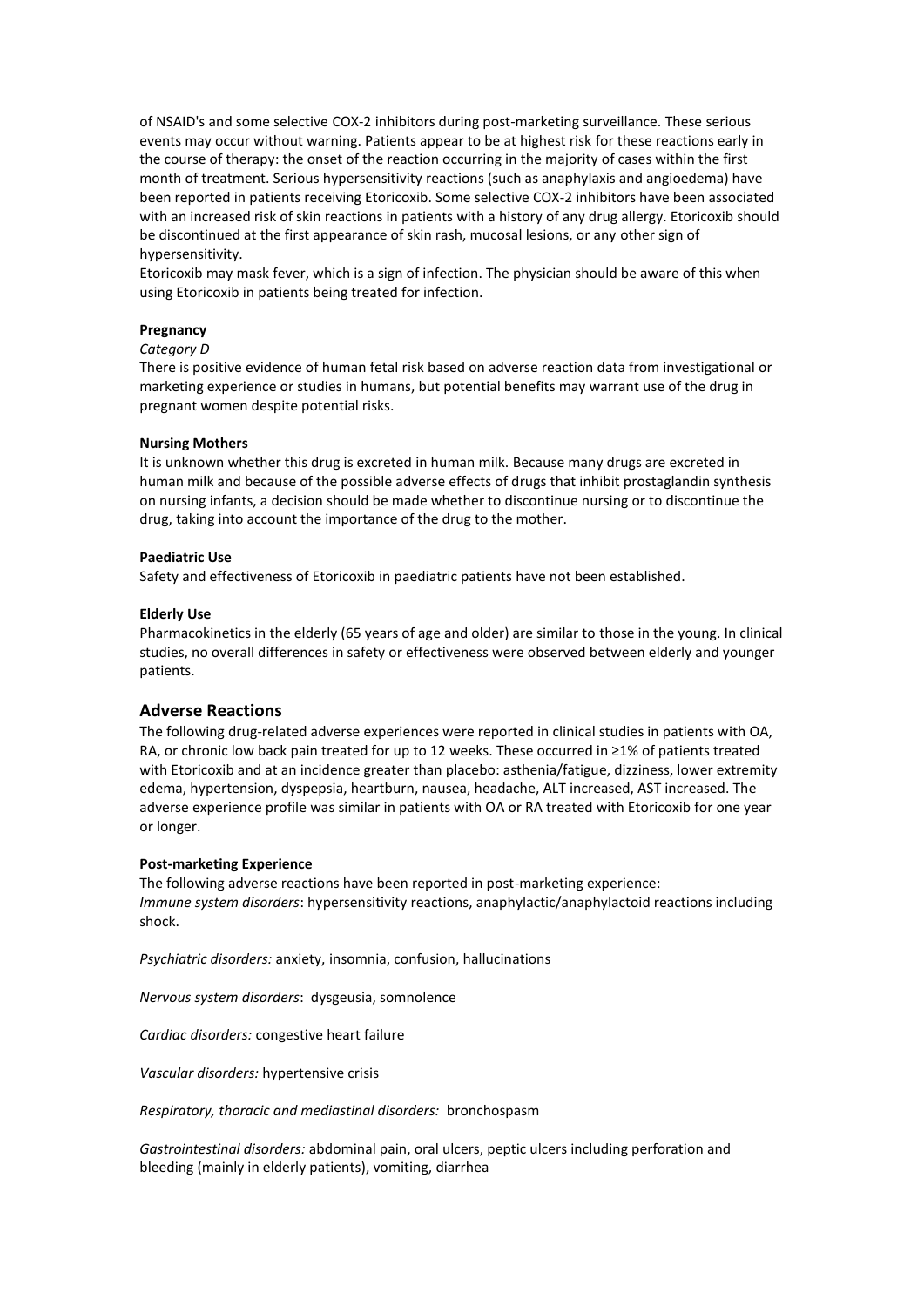of NSAID's and some selective COX-2 inhibitors during post-marketing surveillance. These serious events may occur without warning. Patients appear to be at highest risk for these reactions early in the course of therapy: the onset of the reaction occurring in the majority of cases within the first month of treatment. Serious hypersensitivity reactions (such as anaphylaxis and angioedema) have been reported in patients receiving Etoricoxib. Some selective COX-2 inhibitors have been associated with an increased risk of skin reactions in patients with a history of any drug allergy. Etoricoxib should be discontinued at the first appearance of skin rash, mucosal lesions, or any other sign of hypersensitivity.

Etoricoxib may mask fever, which is a sign of infection. The physician should be aware of this when using Etoricoxib in patients being treated for infection.

**Pregnancy**

*Category D*

There is positive evidence of human fetal risk based on adverse reaction data from investigational or marketing experience or studies in humans, but potential benefits may warrant use of the drug in pregnant women despite potential risks.

**Nursing Mothers**

It is unknown whether this drug is excreted in human milk. Because many drugs are excreted in human milk and because of the possible adverse effects of drugs that inhibit prostaglandin synthesis on nursing infants, a decision should be made whether to discontinue nursing or to discontinue the drug, taking into account the importance of the drug to the mother.

**Paediatric Use**

Safety and effectiveness of Etoricoxib in paediatric patients have not been established.

**Elderly Use**

Pharmacokinetics in the elderly (65 years of age and older) are similar to those in the young. In clinical studies, no overall differences in safety or effectiveness were observed between elderly and younger patients.

## Adverse Reactions

The following drug-related adverse experiences were reported in clinical studies in patients with OA, RA, or chronic low back pain treated for up to 12 weeks. These occurred in ≥1% of patients treated with Etoricoxib and at an incidence greater than placebo: asthenia/fatigue, dizziness, lower extremity edema, hypertension, dyspepsia, heartburn, nausea, headache, ALT increased, AST increased. The adverse experience profile was similar in patients with OA or RA treated with Etoricoxib for one year or longer.

**Post-marketing Experience**

The following adverse reactions have been reported in post-marketing experience:

*Immune system disorders*: hypersensitivity reactions, anaphylactic/anaphylactoid reactions including shock.

*Psychiatric disorders:* anxiety, insomnia, confusion, hallucinations

*Nervous system disorders*: dysgeusia, somnolence

*Cardiac disorders:* congestive heart failure

*Vascular disorders:* hypertensive crisis

*Respiratory, thoracic and mediastinal disorders:* bronchospasm

*Gastrointestinal disorders:* abdominal pain, oral ulcers, peptic ulcers including perforation and bleeding (mainly in elderly patients), vomiting, diarrhea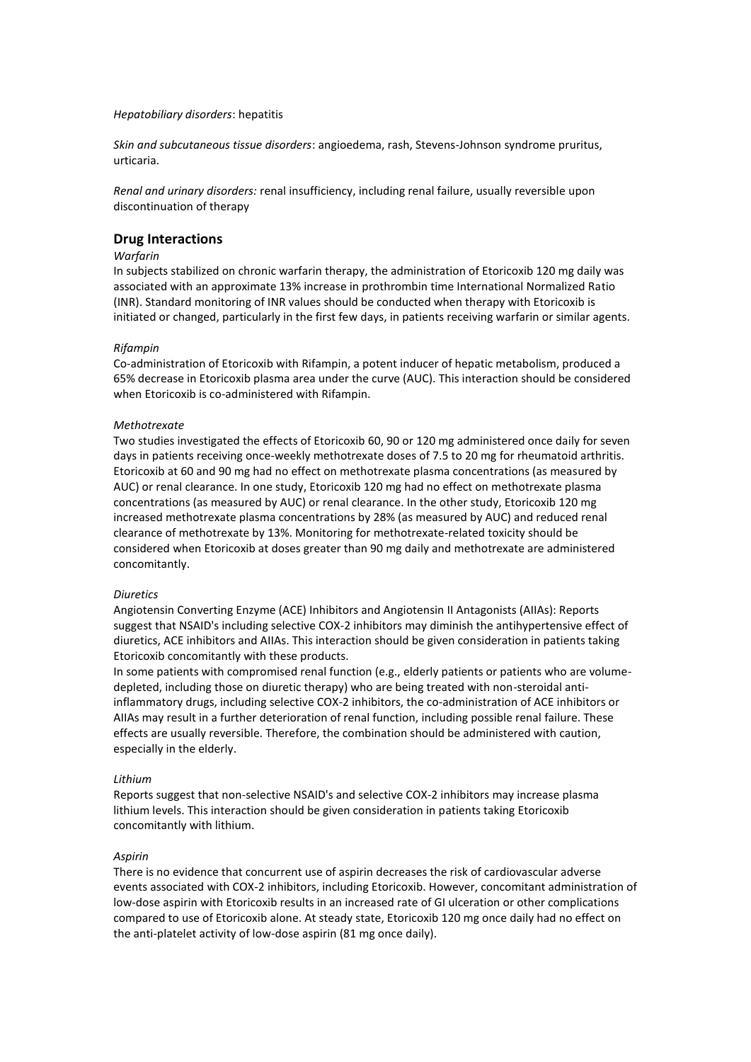*Hepatobiliary disorders*: hepatitis

*Skin and subcutaneous tissue disorders*: angioedema, rash, Stevens-Johnson syndrome pruritus, urticaria.

*Renal and urinary disorders:* renal insufficiency, including renal failure, usually reversible upon discontinuation of therapy

## Drug Interactions

*Warfarin*

In subjects stabilized on chronic warfarin therapy, the administration of Etoricoxib 120 mg daily was associated with an approximate 13% increase in prothrombin time International Normalized Ratio (INR). Standard monitoring of INR values should be conducted when therapy with Etoricoxib is initiated or changed, particularly in the first few days, in patients receiving warfarin or similar agents.

*Rifampin*

Co-administration of Etoricoxib with Rifampin, a potent inducer of hepatic metabolism, produced a 65% decrease in Etoricoxib plasma area under the curve (AUC). This interaction should be considered when Etoricoxib is co-administered with Rifampin.

*Methotrexate*

Two studies investigated the effects of Etoricoxib 60, 90 or 120 mg administered once daily for seven days in patients receiving once-weekly methotrexate doses of 7.5 to 20 mg for rheumatoid arthritis. Etoricoxib at 60 and 90 mg had no effect on methotrexate plasma concentrations (as measured by AUC) or renal clearance. In one study, Etoricoxib 120 mg had no effect on methotrexate plasma concentrations (as measured by AUC) or renal clearance. In the other study, Etoricoxib 120 mg increased methotrexate plasma concentrations by 28% (as measured by AUC) and reduced renal clearance of methotrexate by 13%. Monitoring for methotrexate-related toxicity should be considered when Etoricoxib at doses greater than 90 mg daily and methotrexate are administered concomitantly.

*Diuretics*

Angiotensin Converting Enzyme (ACE) Inhibitors and Angiotensin II Antagonists (AIIAs): Reports suggest that NSAID's including selective COX-2 inhibitors may diminish the antihypertensive effect of diuretics, ACE inhibitors and AIIAs. This interaction should be given consideration in patients taking Etoricoxib concomitantly with these products.

In some patients with compromised renal function (e.g., elderly patients or patients who are volume-depleted, including those on diuretic therapy) who are being treated with non-steroidal anti-inflammatory drugs, including selective COX-2 inhibitors, the co-administration of ACE inhibitors or AIIAs may result in a further deterioration of renal function, including possible renal failure. These effects are usually reversible. Therefore, the combination should be administered with caution, especially in the elderly.

*Lithium*

Reports suggest that non-selective NSAID's and selective COX-2 inhibitors may increase plasma lithium levels. This interaction should be given consideration in patients taking Etoricoxib concomitantly with lithium.

*Aspirin*

There is no evidence that concurrent use of aspirin decreases the risk of cardiovascular adverse events associated with COX-2 inhibitors, including Etoricoxib. However, concomitant administration of low-dose aspirin with Etoricoxib results in an increased rate of GI ulceration or other complications compared to use of Etoricoxib alone. At steady state, Etoricoxib 120 mg once daily had no effect on the anti-platelet activity of low-dose aspirin (81 mg once daily).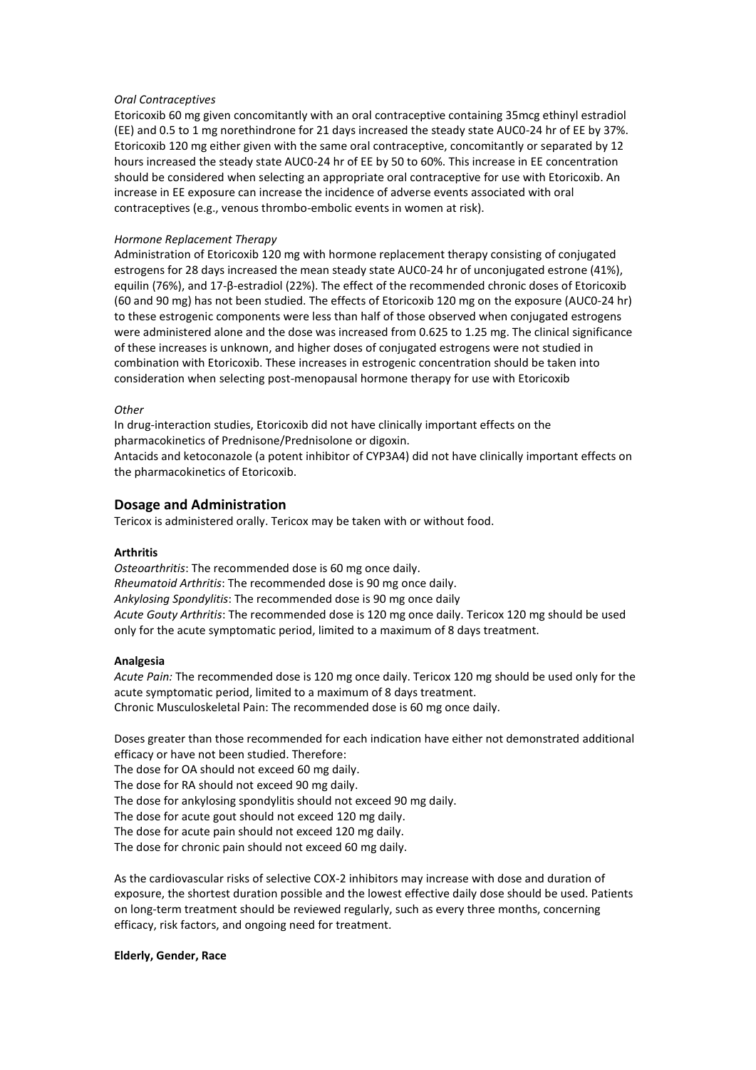*Oral Contraceptives*

Etoricoxib 60 mg given concomitantly with an oral contraceptive containing 35mcg ethinyl estradiol (EE) and 0.5 to 1 mg norethindrone for 21 days increased the steady state AUC0-24 hr of EE by 37%. Etoricoxib 120 mg either given with the same oral contraceptive, concomitantly or separated by 12 hours increased the steady state AUC0-24 hr of EE by 50 to 60%. This increase in EE concentration should be considered when selecting an appropriate oral contraceptive for use with Etoricoxib. An increase in EE exposure can increase the incidence of adverse events associated with oral contraceptives (e.g., venous thrombo-embolic events in women at risk).

*Hormone Replacement Therapy*

Administration of Etoricoxib 120 mg with hormone replacement therapy consisting of conjugated estrogens for 28 days increased the mean steady state AUC0-24 hr of unconjugated estrone (41%), equilin (76%), and 17-β-estradiol (22%). The effect of the recommended chronic doses of Etoricoxib (60 and 90 mg) has not been studied. The effects of Etoricoxib 120 mg on the exposure (AUC0-24 hr) to these estrogenic components were less than half of those observed when conjugated estrogens were administered alone and the dose was increased from 0.625 to 1.25 mg. The clinical significance of these increases is unknown, and higher doses of conjugated estrogens were not studied in combination with Etoricoxib. These increases in estrogenic concentration should be taken into consideration when selecting post-menopausal hormone therapy for use with Etoricoxib

*Other*

In drug-interaction studies, Etoricoxib did not have clinically important effects on the pharmacokinetics of Prednisone/Prednisolone or digoxin.
Antacids and ketoconazole (a potent inhibitor of CYP3A4) did not have clinically important effects on the pharmacokinetics of Etoricoxib.

## Dosage and Administration

Tericox is administered orally. Tericox may be taken with or without food.

**Arthritis**

*Osteoarthritis*: The recommended dose is 60 mg once daily.
*Rheumatoid Arthritis*: The recommended dose is 90 mg once daily.
*Ankylosing Spondylitis*: The recommended dose is 90 mg once daily
*Acute Gouty Arthritis*: The recommended dose is 120 mg once daily. Tericox 120 mg should be used only for the acute symptomatic period, limited to a maximum of 8 days treatment.

**Analgesia**

*Acute Pain:* The recommended dose is 120 mg once daily. Tericox 120 mg should be used only for the acute symptomatic period, limited to a maximum of 8 days treatment.
Chronic Musculoskeletal Pain: The recommended dose is 60 mg once daily.

Doses greater than those recommended for each indication have either not demonstrated additional efficacy or have not been studied. Therefore:
The dose for OA should not exceed 60 mg daily.
The dose for RA should not exceed 90 mg daily.
The dose for ankylosing spondylitis should not exceed 90 mg daily.
The dose for acute gout should not exceed 120 mg daily.
The dose for acute pain should not exceed 120 mg daily.
The dose for chronic pain should not exceed 60 mg daily.

As the cardiovascular risks of selective COX-2 inhibitors may increase with dose and duration of exposure, the shortest duration possible and the lowest effective daily dose should be used. Patients on long-term treatment should be reviewed regularly, such as every three months, concerning efficacy, risk factors, and ongoing need for treatment.

**Elderly, Gender, Race**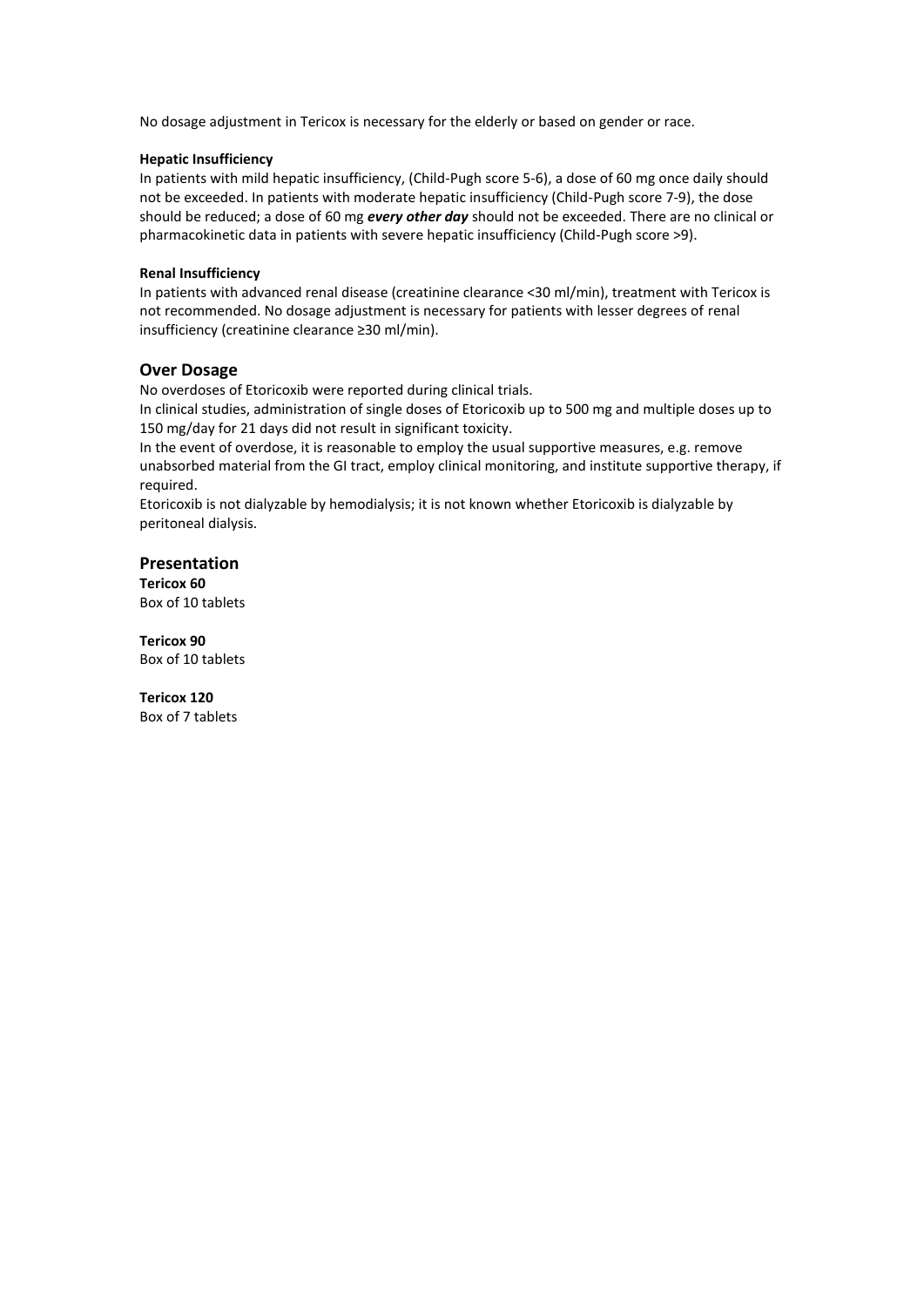No dosage adjustment in Tericox is necessary for the elderly or based on gender or race.

**Hepatic Insufficiency**

In patients with mild hepatic insufficiency, (Child-Pugh score 5-6), a dose of 60 mg once daily should not be exceeded. In patients with moderate hepatic insufficiency (Child-Pugh score 7-9), the dose should be reduced; a dose of 60 mg ***every other day*** should not be exceeded. There are no clinical or pharmacokinetic data in patients with severe hepatic insufficiency (Child-Pugh score >9).

**Renal Insufficiency**

In patients with advanced renal disease (creatinine clearance <30 ml/min), treatment with Tericox is not recommended. No dosage adjustment is necessary for patients with lesser degrees of renal insufficiency (creatinine clearance ≥30 ml/min).

## Over Dosage

No overdoses of Etoricoxib were reported during clinical trials.

In clinical studies, administration of single doses of Etoricoxib up to 500 mg and multiple doses up to 150 mg/day for 21 days did not result in significant toxicity.

In the event of overdose, it is reasonable to employ the usual supportive measures, e.g. remove unabsorbed material from the GI tract, employ clinical monitoring, and institute supportive therapy, if required.

Etoricoxib is not dialyzable by hemodialysis; it is not known whether Etoricoxib is dialyzable by peritoneal dialysis.

## Presentation

**Tericox 60**
Box of 10 tablets

**Tericox 90**
Box of 10 tablets

**Tericox 120**
Box of 7 tablets